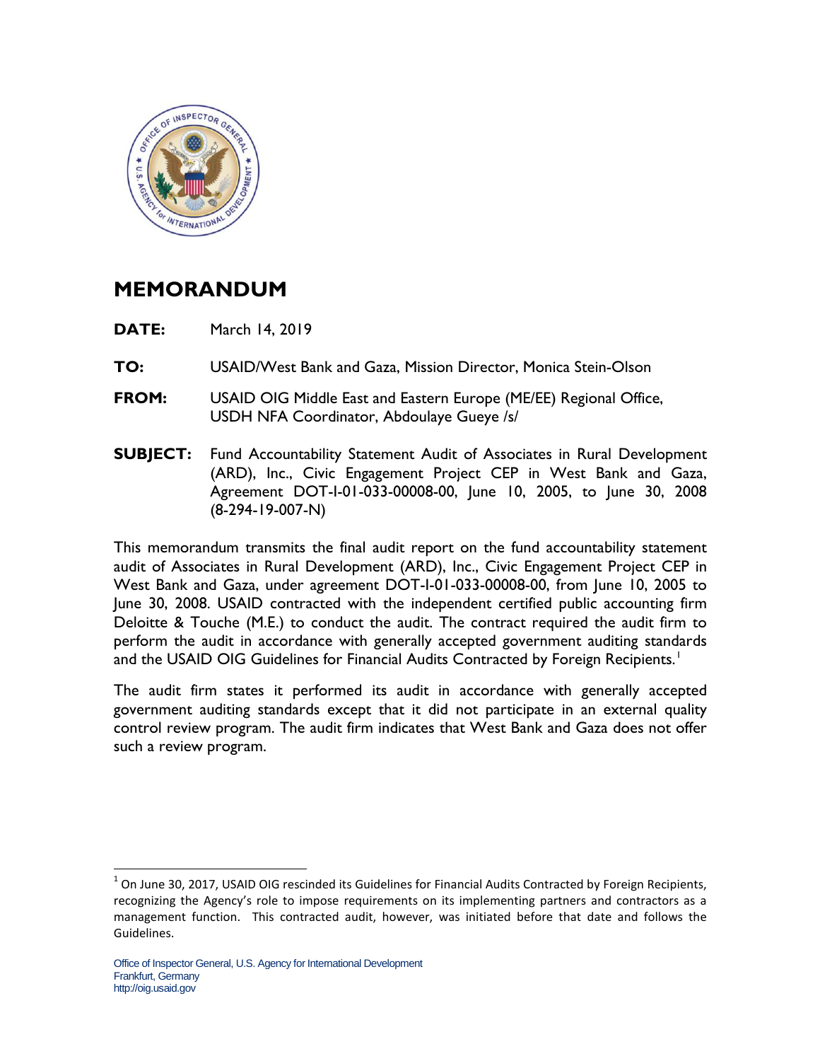# MEMORANDUM

**DATE:** March 14, 2019

**TO:** USAID/West Bank and Gaza, Mission Director, Monica Stein-Olson

**FROM:** USAID OIG Middle East and Eastern Europe (ME/EE) Regional Office, USDH NFA Coordinator, Abdoulaye Gueye /s/

**SUBJECT:** Fund Accountability Statement Audit of Associates in Rural Development (ARD), Inc., Civic Engagement Project CEP in West Bank and Gaza, Agreement DOT-I-01-033-00008-00, June 10, 2005, to June 30, 2008 (8-294-19-007-N)

This memorandum transmits the final audit report on the fund accountability statement audit of Associates in Rural Development (ARD), Inc., Civic Engagement Project CEP in West Bank and Gaza, under agreement DOT-I-01-033-00008-00, from June 10, 2005 to June 30, 2008. USAID contracted with the independent certified public accounting firm Deloitte & Touche (M.E.) to conduct the audit. The contract required the audit firm to perform the audit in accordance with generally accepted government auditing standards and the USAID OIG Guidelines for Financial Audits Contracted by Foreign Recipients.[1]

The audit firm states it performed its audit in accordance with generally accepted government auditing standards except that it did not participate in an external quality control review program. The audit firm indicates that West Bank and Gaza does not offer such a review program.

[1] On June 30, 2017, USAID OIG rescinded its Guidelines for Financial Audits Contracted by Foreign Recipients, recognizing the Agency's role to impose requirements on its implementing partners and contractors as a management function. This contracted audit, however, was initiated before that date and follows the Guidelines.

Office of Inspector General, U.S. Agency for International Development
Frankfurt, Germany
http://oig.usaid.gov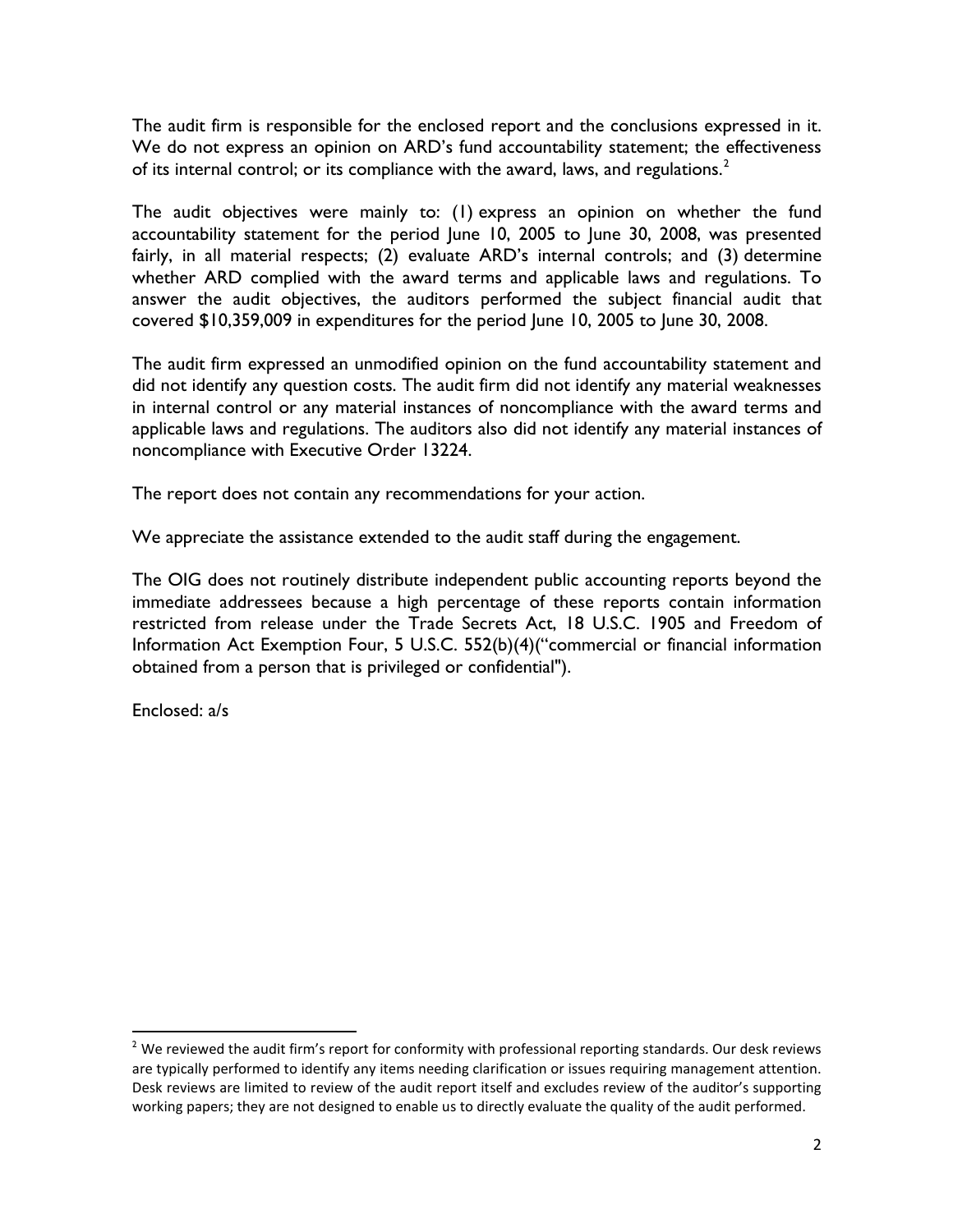The audit firm is responsible for the enclosed report and the conclusions expressed in it. We do not express an opinion on ARD's fund accountability statement; the effectiveness of its internal control; or its compliance with the award, laws, and regulations.[2]

The audit objectives were mainly to: (1) express an opinion on whether the fund accountability statement for the period June 10, 2005 to June 30, 2008, was presented fairly, in all material respects; (2) evaluate ARD's internal controls; and (3) determine whether ARD complied with the award terms and applicable laws and regulations. To answer the audit objectives, the auditors performed the subject financial audit that covered $10,359,009 in expenditures for the period June 10, 2005 to June 30, 2008.

The audit firm expressed an unmodified opinion on the fund accountability statement and did not identify any question costs. The audit firm did not identify any material weaknesses in internal control or any material instances of noncompliance with the award terms and applicable laws and regulations. The auditors also did not identify any material instances of noncompliance with Executive Order 13224.

The report does not contain any recommendations for your action.

We appreciate the assistance extended to the audit staff during the engagement.

The OIG does not routinely distribute independent public accounting reports beyond the immediate addressees because a high percentage of these reports contain information restricted from release under the Trade Secrets Act, 18 U.S.C. 1905 and Freedom of Information Act Exemption Four, 5 U.S.C. 552(b)(4)("commercial or financial information obtained from a person that is privileged or confidential").

Enclosed: a/s

[2] We reviewed the audit firm's report for conformity with professional reporting standards. Our desk reviews are typically performed to identify any items needing clarification or issues requiring management attention. Desk reviews are limited to review of the audit report itself and excludes review of the auditor's supporting working papers; they are not designed to enable us to directly evaluate the quality of the audit performed.